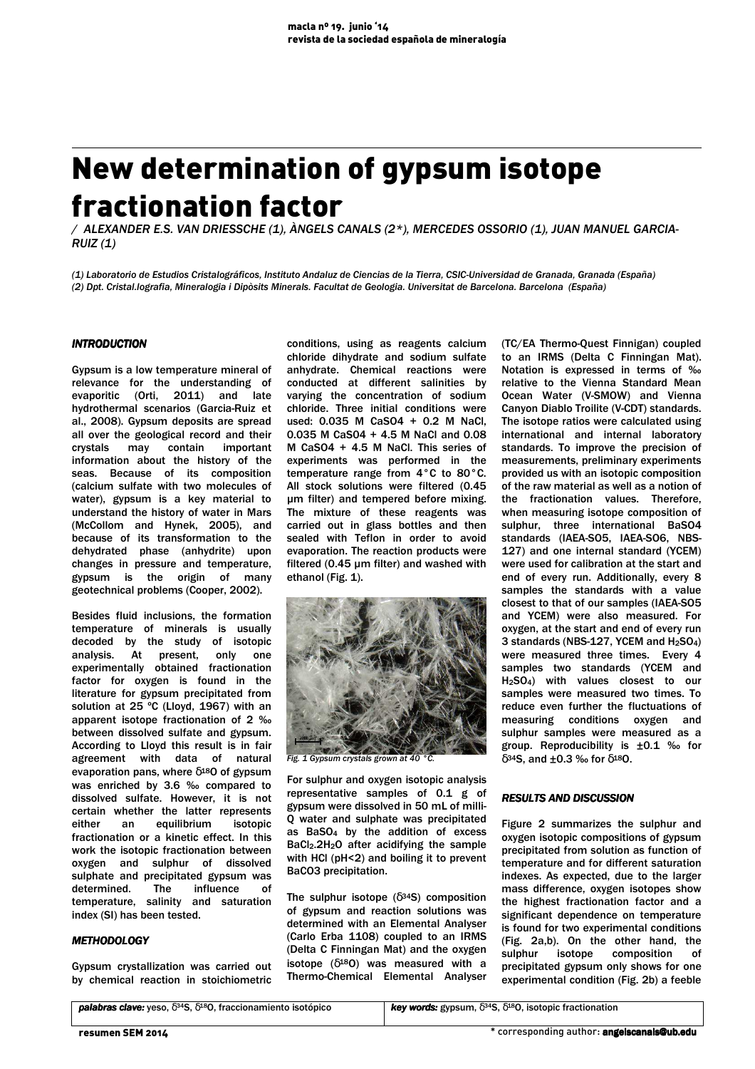# New determination of gypsum isotope fractionation factor

*/ ALEXANDER E.S. VAN DRIESSCHE (1), ÀNGELS CANALS (2\*), MERCEDES OSSORIO (1), JUAN MANUEL GARCIA-RUIZ (1)*

*(1) Laboratorio de Estudios Cristalográficos, Instituto Andaluz de Ciencias de la Tierra, CSIC-Universidad de Granada, Granada (España)*
*(2) Dpt. Cristal.lografia, Mineralogia i Dipòsits Minerals. Facultat de Geologia. Universitat de Barcelona. Barcelona (España)*

## INTRODUCTION

Gypsum is a low temperature mineral of relevance for the understanding of evaporitic (Orti, 2011) and late hydrothermal scenarios (Garcia-Ruiz et al., 2008). Gypsum deposits are spread all over the geological record and their crystals may contain important information about the history of the seas. Because of its composition (calcium sulfate with two molecules of water), gypsum is a key material to understand the history of water in Mars (McCollom and Hynek, 2005), and because of its transformation to the dehydrated phase (anhydrite) upon changes in pressure and temperature, gypsum is the origin of many geotechnical problems (Cooper, 2002).

Besides fluid inclusions, the formation temperature of minerals is usually decoded by the study of isotopic analysis. At present, only one experimentally obtained fractionation factor for oxygen is found in the literature for gypsum precipitated from solution at 25 ºC (Lloyd, 1967) with an apparent isotope fractionation of 2 ‰ between dissolved sulfate and gypsum. According to Lloyd this result is in fair agreement with data of natural evaporation pans, where $\delta^{18}O$ of gypsum was enriched by 3.6 ‰ compared to dissolved sulfate. However, it is not certain whether the latter represents either an equilibrium isotopic fractionation or a kinetic effect. In this work the isotopic fractionation between oxygen and sulphur of dissolved sulphate and precipitated gypsum was determined. The influence of temperature, salinity and saturation index (SI) has been tested.

## METHODOLOGY

Gypsum crystallization was carried out by chemical reaction in stoichiometric conditions, using as reagents calcium chloride dihydrate and sodium sulfate anhydrate. Chemical reactions were conducted at different salinities by varying the concentration of sodium chloride. Three initial conditions were used: 0.035 M $CaSO_4$ + 0.2 M NaCl, 0.035 M $CaSO_4$ + 4.5 M NaCl and 0.08 M $CaSO_4$ + 4.5 M NaCl. This series of experiments was performed in the temperature range from 4°C to 80°C. All stock solutions were filtered (0.45 µm filter) and tempered before mixing. The mixture of these reagents was carried out in glass bottles and then sealed with Teflon in order to avoid evaporation. The reaction products were filtered (0.45 µm filter) and washed with ethanol (Fig. 1).

*Fig. 1 Gypsum crystals grown at 40 °C.*

For sulphur and oxygen isotopic analysis representative samples of 0.1 g of gypsum were dissolved in 50 mL of milli-Q water and sulphate was precipitated as $BaSO_4$ by the addition of excess $BaCl_2.2H_2O$ after acidifying the sample with HCl (pH<2) and boiling it to prevent $BaCO_3$ precipitation.

The sulphur isotope ($\delta^{34}S$) composition of gypsum and reaction solutions was determined with an Elemental Analyser (Carlo Erba 1108) coupled to an IRMS (Delta C Finningan Mat) and the oxygen isotope ($\delta^{18}O$) was measured with a Thermo-Chemical Elemental Analyser (TC/EA Thermo-Quest Finnigan) coupled to an IRMS (Delta C Finningan Mat). Notation is expressed in terms of ‰ relative to the Vienna Standard Mean Ocean Water (V-SMOW) and Vienna Canyon Diablo Troilite (V-CDT) standards. The isotope ratios were calculated using international and internal laboratory standards. To improve the precision of measurements, preliminary experiments provided us with an isotopic composition of the raw material as well as a notion of the fractionation values. Therefore, when measuring isotope composition of sulphur, three international $BaSO_4$ standards (IAEA-SO5, IAEA-SO6, NBS-127) and one internal standard (YCEM) were used for calibration at the start and end of every run. Additionally, every 8 samples the standards with a value closest to that of our samples (IAEA-SO5 and YCEM) were also measured. For oxygen, at the start and end of every run 3 standards (NBS-127, YCEM and $H_2SO_4$) were measured three times. Every 4 samples two standards (YCEM and $H_2SO_4$) with values closest to our samples were measured two times. To reduce even further the fluctuations of measuring conditions oxygen and sulphur samples were measured as a group. Reproducibility is ±0.1 ‰ for $\delta^{34}S$, and ±0.3 ‰ for $\delta^{18}O$.

## RESULTS AND DISCUSSION

Figure 2 summarizes the sulphur and oxygen isotopic compositions of gypsum precipitated from solution as function of temperature and for different saturation indexes. As expected, due to the larger mass difference, oxygen isotopes show the highest fractionation factor and a significant dependence on temperature is found for two experimental conditions (Fig. 2a,b). On the other hand, the sulphur isotope composition of precipitated gypsum only shows for one experimental condition (Fig. 2b) a feeble

| *palabras clave:* yeso, $\delta^{34}S$, $\delta^{18}O$, fraccionamiento isotópico | *key words:* gypsum, $\delta^{34}S$, $\delta^{18}O$, isotopic fractionation |
| --- | --- |

\* corresponding author: **angelscanals@ub.edu**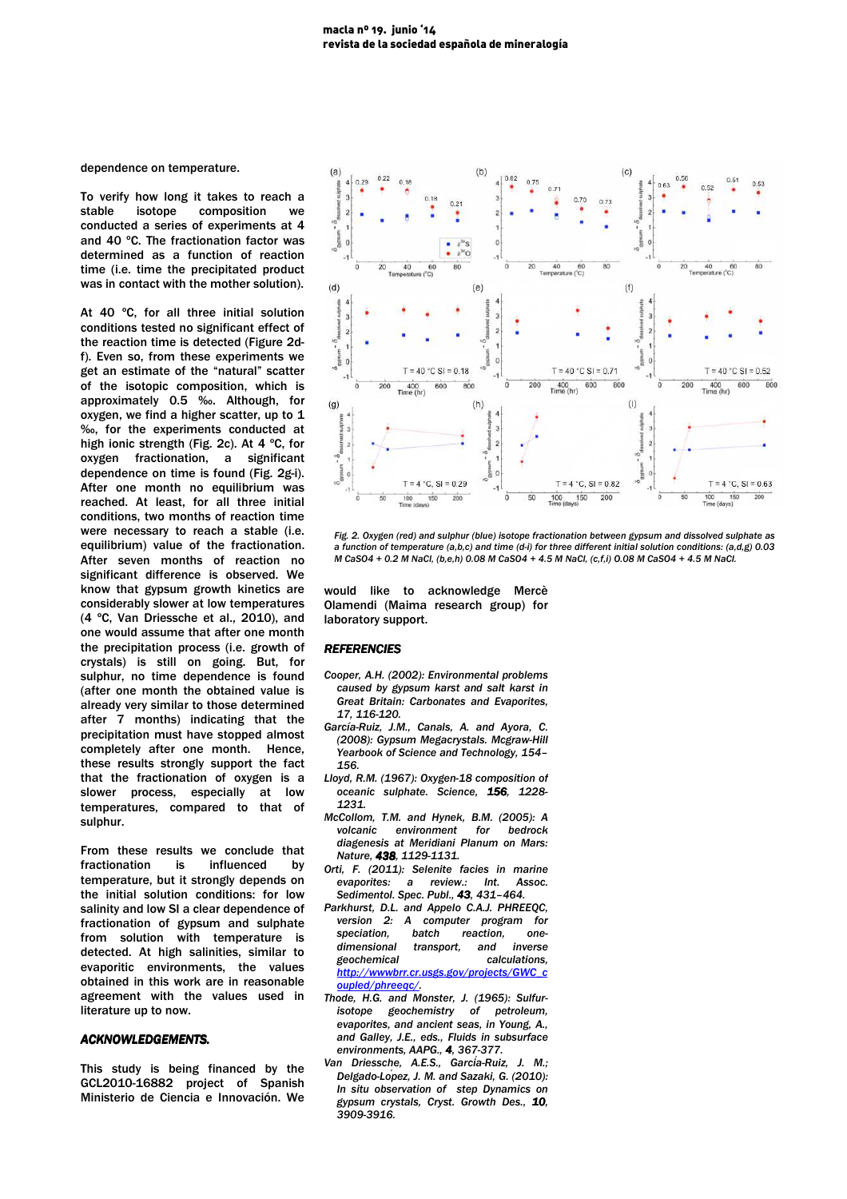dependence on temperature.

To verify how long it takes to reach a stable isotope composition we conducted a series of experiments at 4 and 40 ºC. The fractionation factor was determined as a function of reaction time (i.e. time the precipitated product was in contact with the mother solution).

At 40 ºC, for all three initial solution conditions tested no significant effect of the reaction time is detected (Figure 2d-f). Even so, from these experiments we get an estimate of the "natural" scatter of the isotopic composition, which is approximately 0.5 ‰. Although, for oxygen, we find a higher scatter, up to 1 ‰, for the experiments conducted at high ionic strength (Fig. 2c). At 4 ºC, for oxygen fractionation, a significant dependence on time is found (Fig. 2g-i). After one month no equilibrium was reached. At least, for all three initial conditions, two months of reaction time were necessary to reach a stable (i.e. equilibrium) value of the fractionation. After seven months of reaction no significant difference is observed. We know that gypsum growth kinetics are considerably slower at low temperatures (4 ºC, Van Driessche et al., 2010), and one would assume that after one month the precipitation process (i.e. growth of crystals) is still on going. But, for sulphur, no time dependence is found (after one month the obtained value is already very similar to those determined after 7 months) indicating that the precipitation must have stopped almost completely after one month. Hence, these results strongly support the fact that the fractionation of oxygen is a slower process, especially at low temperatures, compared to that of sulphur.

From these results we conclude that fractionation is influenced by temperature, but it strongly depends on the initial solution conditions: for low salinity and low SI a clear dependence of fractionation of gypsum and sulphate from solution with temperature is detected. At high salinities, similar to evaporitic environments, the values obtained in this work are in reasonable agreement with the values used in literature up to now.

## ACKNOWLEDGEMENTS.

This study is being financed by the GCL2010-16882 project of Spanish Ministerio de Ciencia e Innovación. We would like to acknowledge Mercè Olamendi (Maima research group) for laboratory support.

(a) 0.29 0.22 0.18 0.18 0.21 Temperature (°C) $\delta^{34}S$ $\delta^{18}O$
(b) 0.62 0.75 0.71 0.70 0.73 Temperature (°C)
(c) 0.63 0.56 0.52 0.51 0.53 Temperature (°C)
(d) T = 40 °C SI = 0.18 Time (hr)
(e) T = 40 °C SI = 0.71 Time (hr)
(f) T = 40 °C SI = 0.52 Time (hr)
(g) T = 4 °C, SI = 0.29 Time (days)
(h) T = 4 °C, SI = 0.82 Time (days)
(i) T = 4 °C, SI = 0.63 Time (days)
$\delta_{gypsum} - \delta_{dissolved\ sulphate}$

*Fig. 2. Oxygen (red) and sulphur (blue) isotope fractionation between gypsum and dissolved sulphate as a function of temperature (a,b,c) and time (d-i) for three different initial solution conditions: (a,d,g) 0.03 M CaSO4 + 0.2 M NaCl, (b,e,h) 0.08 M CaSO4 + 4.5 M NaCl, (c,f,i) 0.08 M CaSO4 + 4.5 M NaCl.*

## REFERENCES

*Cooper, A.H. (2002): Environmental problems caused by gypsum karst and salt karst in Great Britain: Carbonates and Evaporites, 17, 116-120.*

*García-Ruiz, J.M., Canals, A. and Ayora, C. (2008): Gypsum Megacrystals. Mcgraw-Hill Yearbook of Science and Technology, 154–156.*

*Lloyd, R.M. (1967): Oxygen-18 composition of oceanic sulphate. Science, **156**, 1228-1231.*

*McCollom, T.M. and Hynek, B.M. (2005): A volcanic environment for bedrock diagenesis at Meridiani Planum on Mars: Nature, **438**, 1129-1131.*

*Orti, F. (2011): Selenite facies in marine evaporites: a review.: Int. Assoc. Sedimentol. Spec. Publ., **43**, 431–464.*

*Parkhurst, D.L. and Appelo C.A.J. PHREEQC, version 2: A computer program for speciation, batch reaction, one-dimensional transport, and inverse geochemical calculations, http://wwwbrr.cr.usgs.gov/projects/GWC_coupled/phreeqc/.*

*Thode, H.G. and Monster, J. (1965): Sulfur-isotope geochemistry of petroleum, evaporites, and ancient seas, in Young, A., and Galley, J.E., eds., Fluids in subsurface environments, AAPG., **4**, 367-377.*

*Van Driessche, A.E.S., García-Ruiz, J. M.; Delgado-Lopez, J. M. and Sazaki, G. (2010): In situ observation of step Dynamics on gypsum crystals, Cryst. Growth Des., **10**, 3909-3916.*